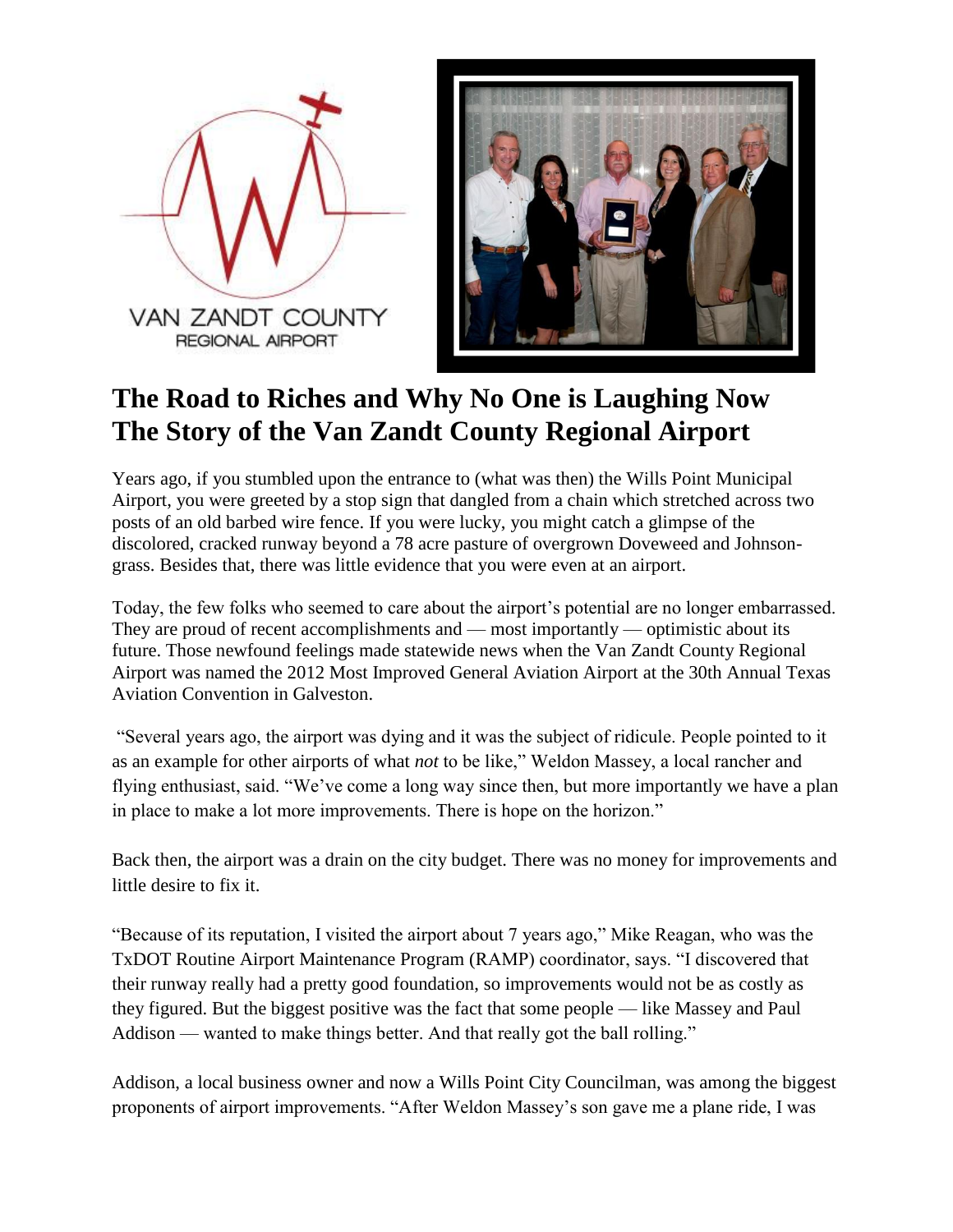# The Road to Riches and Why No One is Laughing Now
# The Story of the Van Zandt County Regional Airport

Years ago, if you stumbled upon the entrance to (what was then) the Wills Point Municipal Airport, you were greeted by a stop sign that dangled from a chain which stretched across two posts of an old barbed wire fence. If you were lucky, you might catch a glimpse of the discolored, cracked runway beyond a 78 acre pasture of overgrown Doveweed and Johnson-grass. Besides that, there was little evidence that you were even at an airport.

Today, the few folks who seemed to care about the airport's potential are no longer embarrassed. They are proud of recent accomplishments and — most importantly — optimistic about its future. Those newfound feelings made statewide news when the Van Zandt County Regional Airport was named the 2012 Most Improved General Aviation Airport at the 30th Annual Texas Aviation Convention in Galveston.

"Several years ago, the airport was dying and it was the subject of ridicule. People pointed to it as an example for other airports of what *not* to be like," Weldon Massey, a local rancher and flying enthusiast, said. "We've come a long way since then, but more importantly we have a plan in place to make a lot more improvements. There is hope on the horizon."

Back then, the airport was a drain on the city budget. There was no money for improvements and little desire to fix it.

"Because of its reputation, I visited the airport about 7 years ago," Mike Reagan, who was the TxDOT Routine Airport Maintenance Program (RAMP) coordinator, says. "I discovered that their runway really had a pretty good foundation, so improvements would not be as costly as they figured. But the biggest positive was the fact that some people — like Massey and Paul Addison — wanted to make things better. And that really got the ball rolling."

Addison, a local business owner and now a Wills Point City Councilman, was among the biggest proponents of airport improvements. "After Weldon Massey's son gave me a plane ride, I was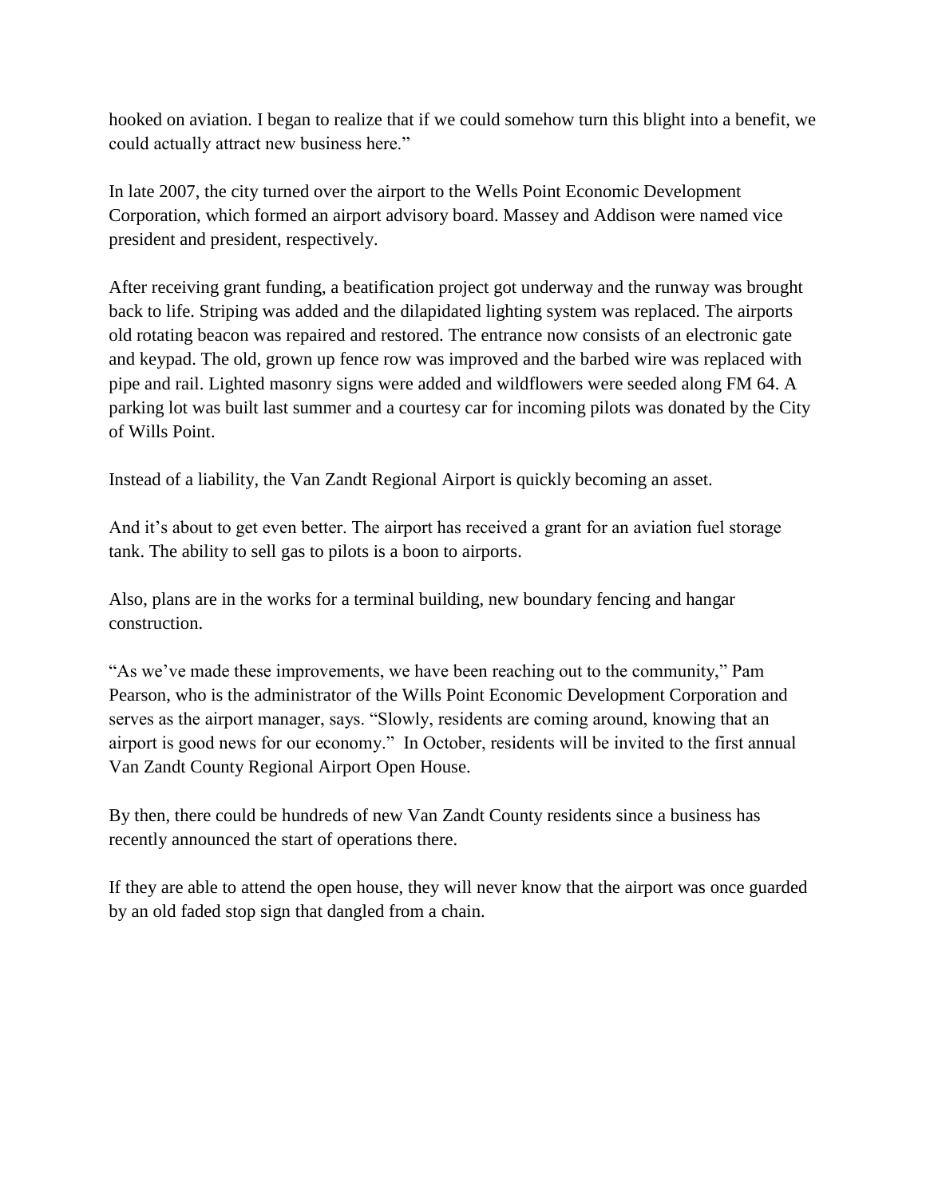hooked on aviation. I began to realize that if we could somehow turn this blight into a benefit, we could actually attract new business here."

In late 2007, the city turned over the airport to the Wells Point Economic Development Corporation, which formed an airport advisory board. Massey and Addison were named vice president and president, respectively.

After receiving grant funding, a beatification project got underway and the runway was brought back to life. Striping was added and the dilapidated lighting system was replaced. The airports old rotating beacon was repaired and restored. The entrance now consists of an electronic gate and keypad. The old, grown up fence row was improved and the barbed wire was replaced with pipe and rail. Lighted masonry signs were added and wildflowers were seeded along FM 64. A parking lot was built last summer and a courtesy car for incoming pilots was donated by the City of Wills Point.

Instead of a liability, the Van Zandt Regional Airport is quickly becoming an asset.

And it's about to get even better. The airport has received a grant for an aviation fuel storage tank. The ability to sell gas to pilots is a boon to airports.

Also, plans are in the works for a terminal building, new boundary fencing and hangar construction.

"As we've made these improvements, we have been reaching out to the community," Pam Pearson, who is the administrator of the Wills Point Economic Development Corporation and serves as the airport manager, says. "Slowly, residents are coming around, knowing that an airport is good news for our economy." In October, residents will be invited to the first annual Van Zandt County Regional Airport Open House.

By then, there could be hundreds of new Van Zandt County residents since a business has recently announced the start of operations there.

If they are able to attend the open house, they will never know that the airport was once guarded by an old faded stop sign that dangled from a chain.